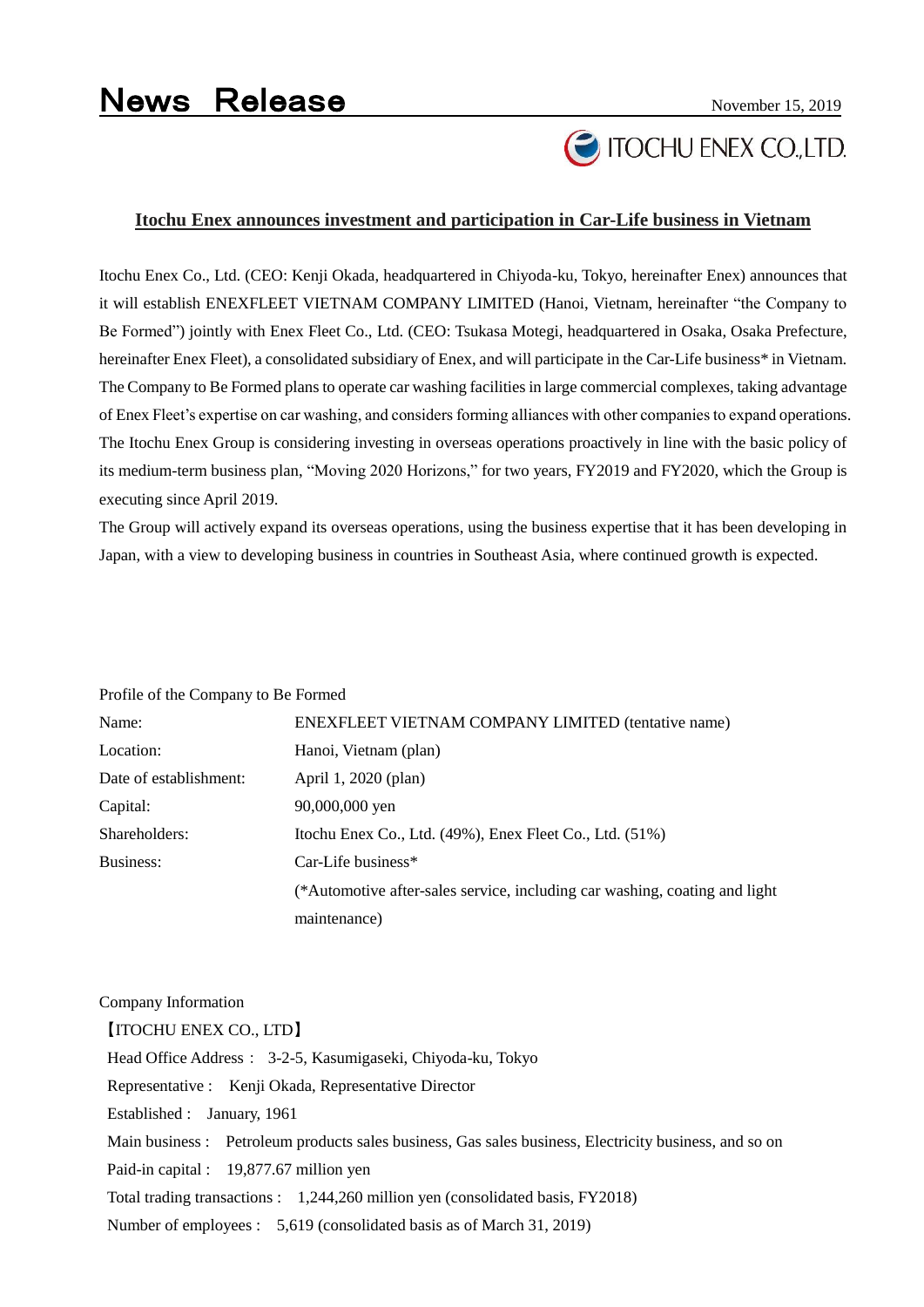# News Release

November 15, 2019

ITOCHU ENEX CO.,LTD.

## Itochu Enex announces investment and participation in Car-Life business in Vietnam

Itochu Enex Co., Ltd. (CEO: Kenji Okada, headquartered in Chiyoda-ku, Tokyo, hereinafter Enex) announces that it will establish ENEXFLEET VIETNAM COMPANY LIMITED (Hanoi, Vietnam, hereinafter "the Company to Be Formed") jointly with Enex Fleet Co., Ltd. (CEO: Tsukasa Motegi, headquartered in Osaka, Osaka Prefecture, hereinafter Enex Fleet), a consolidated subsidiary of Enex, and will participate in the Car-Life business* in Vietnam. The Company to Be Formed plans to operate car washing facilities in large commercial complexes, taking advantage of Enex Fleet's expertise on car washing, and considers forming alliances with other companies to expand operations. The Itochu Enex Group is considering investing in overseas operations proactively in line with the basic policy of its medium-term business plan, "Moving 2020 Horizons," for two years, FY2019 and FY2020, which the Group is executing since April 2019.

The Group will actively expand its overseas operations, using the business expertise that it has been developing in Japan, with a view to developing business in countries in Southeast Asia, where continued growth is expected.

Profile of the Company to Be Formed

| | |
|---|---|
| Name: | ENEXFLEET VIETNAM COMPANY LIMITED (tentative name) |
| Location: | Hanoi, Vietnam (plan) |
| Date of establishment: | April 1, 2020 (plan) |
| Capital: | 90,000,000 yen |
| Shareholders: | Itochu Enex Co., Ltd. (49%), Enex Fleet Co., Ltd. (51%) |
| Business: | Car-Life business* |
| | (*Automotive after-sales service, including car washing, coating and light maintenance) |

Company Information

【ITOCHU ENEX CO., LTD】

Head Office Address： 3-2-5, Kasumigaseki, Chiyoda-ku, Tokyo

Representative： Kenji Okada, Representative Director

Established： January, 1961

Main business： Petroleum products sales business, Gas sales business, Electricity business, and so on

Paid-in capital： 19,877.67 million yen

Total trading transactions： 1,244,260 million yen (consolidated basis, FY2018)

Number of employees： 5,619 (consolidated basis as of March 31, 2019)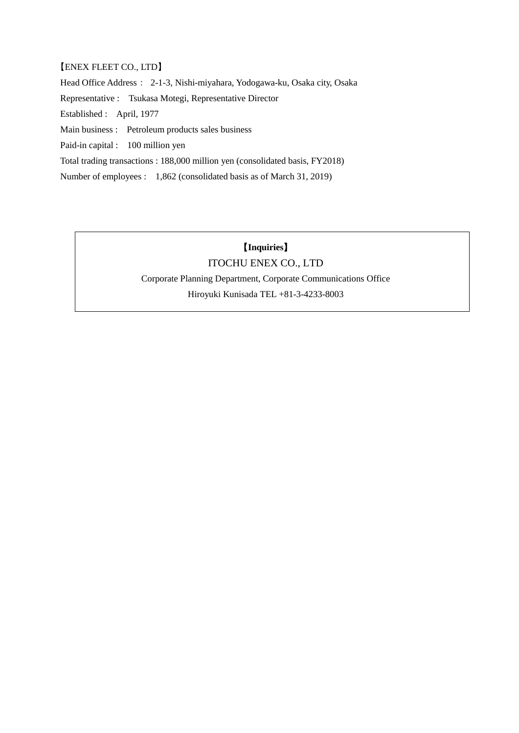【ENEX FLEET CO., LTD】

Head Office Address： 2-1-3, Nishi-miyahara, Yodogawa-ku, Osaka city, Osaka

Representative : Tsukasa Motegi, Representative Director

Established : April, 1977

Main business : Petroleum products sales business

Paid-in capital : 100 million yen

Total trading transactions : 188,000 million yen (consolidated basis, FY2018)

Number of employees : 1,862 (consolidated basis as of March 31, 2019)

**【Inquiries】**

ITOCHU ENEX CO., LTD

Corporate Planning Department, Corporate Communications Office

Hiroyuki Kunisada TEL +81-3-4233-8003